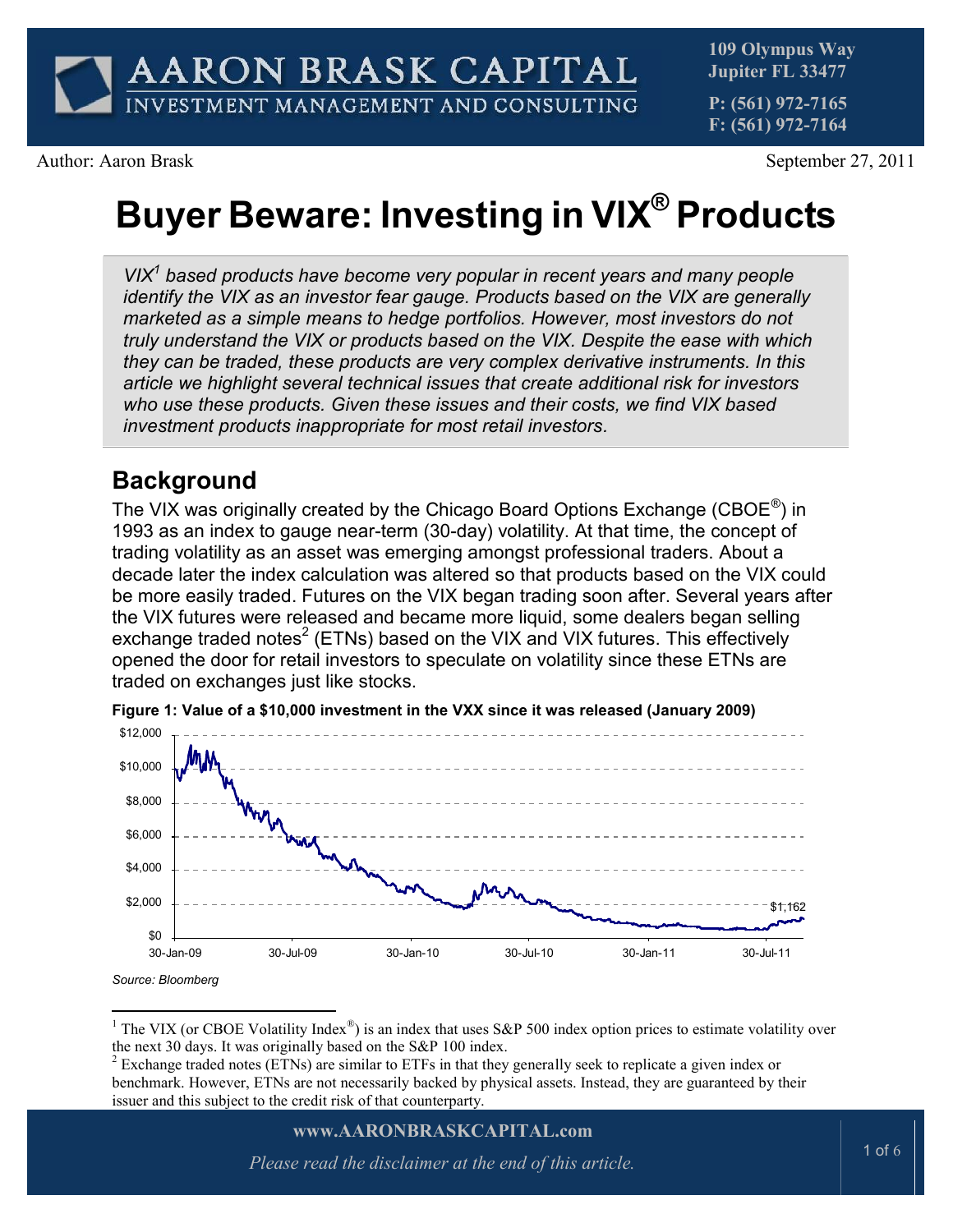AARON BRASK CAPITAL
INVESTMENT MANAGEMENT AND CONSULTING

109 Olympus Way
Jupiter FL 33477
P: (561) 972-7165
F: (561) 972-7164

Author: Aaron Brask

September 27, 2011

# Buyer Beware: Investing in VIX® Products

*VIX[1] based products have become very popular in recent years and many people identify the VIX as an investor fear gauge. Products based on the VIX are generally marketed as a simple means to hedge portfolios. However, most investors do not truly understand the VIX or products based on the VIX. Despite the ease with which they can be traded, these products are very complex derivative instruments. In this article we highlight several technical issues that create additional risk for investors who use these products. Given these issues and their costs, we find VIX based investment products inappropriate for most retail investors.*

## Background

The VIX was originally created by the Chicago Board Options Exchange (CBOE®) in 1993 as an index to gauge near-term (30-day) volatility. At that time, the concept of trading volatility as an asset was emerging amongst professional traders. About a decade later the index calculation was altered so that products based on the VIX could be more easily traded. Futures on the VIX began trading soon after. Several years after the VIX futures were released and became more liquid, some dealers began selling exchange traded notes[2] (ETNs) based on the VIX and VIX futures. This effectively opened the door for retail investors to speculate on volatility since these ETNs are traded on exchanges just like stocks.

**Figure 1: Value of a $10,000 investment in the VXX since it was released (January 2009)**

$12,000
$10,000
$8,000
$6,000
$4,000
$2,000
$0
30-Jan-09
30-Jul-09
30-Jan-10
30-Jul-10
30-Jan-11
30-Jul-11
$1,162

*Source: Bloomberg*

---

[1] The VIX (or CBOE Volatility Index®) is an index that uses S&P 500 index option prices to estimate volatility over the next 30 days. It was originally based on the S&P 100 index.

[2] Exchange traded notes (ETNs) are similar to ETFs in that they generally seek to replicate a given index or benchmark. However, ETNs are not necessarily backed by physical assets. Instead, they are guaranteed by their issuer and this subject to the credit risk of that counterparty.

www.AARONBRASKCAPITAL.com

*Please read the disclaimer at the end of this article.*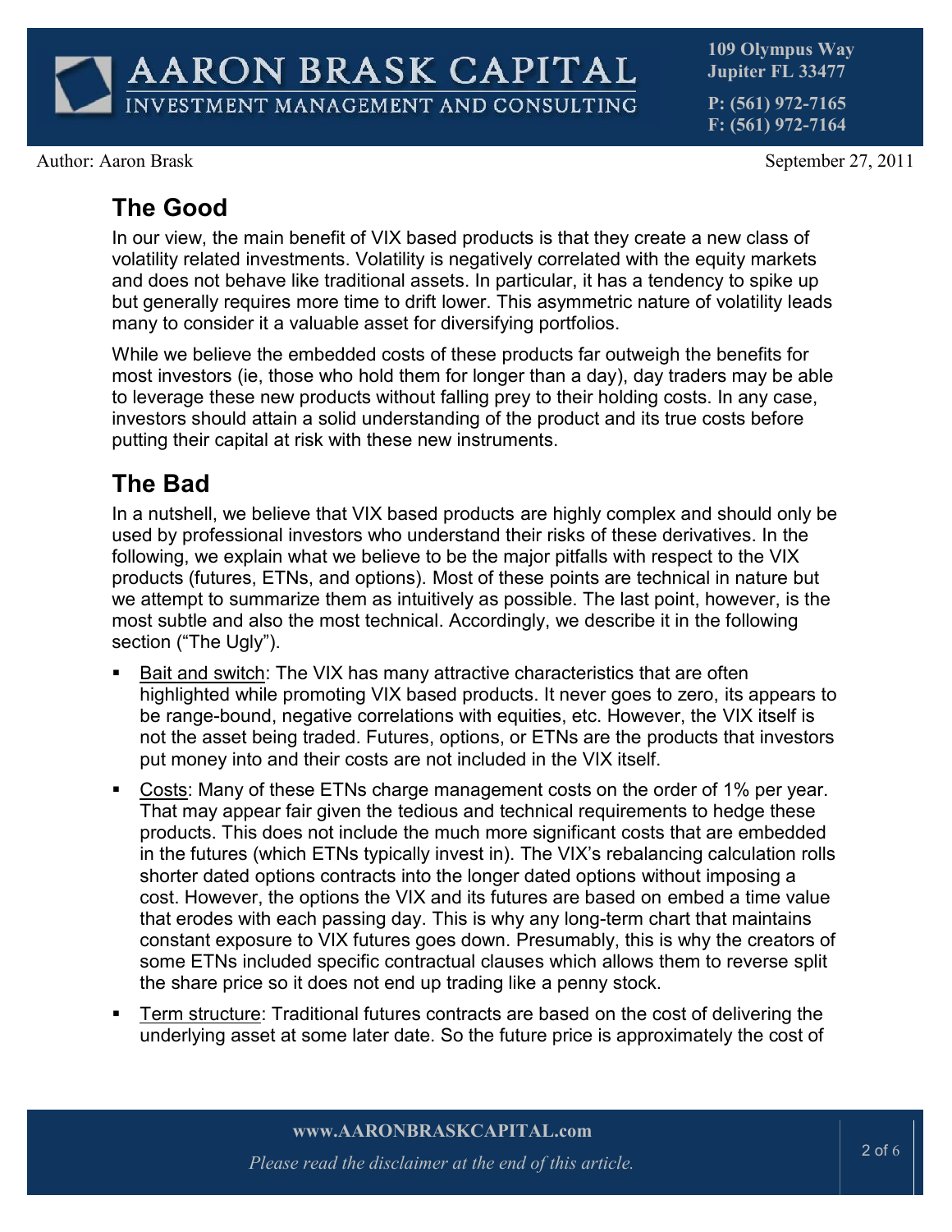## The Good

In our view, the main benefit of VIX based products is that they create a new class of volatility related investments. Volatility is negatively correlated with the equity markets and does not behave like traditional assets. In particular, it has a tendency to spike up but generally requires more time to drift lower. This asymmetric nature of volatility leads many to consider it a valuable asset for diversifying portfolios.

While we believe the embedded costs of these products far outweigh the benefits for most investors (ie, those who hold them for longer than a day), day traders may be able to leverage these new products without falling prey to their holding costs. In any case, investors should attain a solid understanding of the product and its true costs before putting their capital at risk with these new instruments.

## The Bad

In a nutshell, we believe that VIX based products are highly complex and should only be used by professional investors who understand their risks of these derivatives. In the following, we explain what we believe to be the major pitfalls with respect to the VIX products (futures, ETNs, and options). Most of these points are technical in nature but we attempt to summarize them as intuitively as possible. The last point, however, is the most subtle and also the most technical. Accordingly, we describe it in the following section ("The Ugly").

- Bait and switch: The VIX has many attractive characteristics that are often highlighted while promoting VIX based products. It never goes to zero, its appears to be range-bound, negative correlations with equities, etc. However, the VIX itself is not the asset being traded. Futures, options, or ETNs are the products that investors put money into and their costs are not included in the VIX itself.
- Costs: Many of these ETNs charge management costs on the order of 1% per year. That may appear fair given the tedious and technical requirements to hedge these products. This does not include the much more significant costs that are embedded in the futures (which ETNs typically invest in). The VIX's rebalancing calculation rolls shorter dated options contracts into the longer dated options without imposing a cost. However, the options the VIX and its futures are based on embed a time value that erodes with each passing day. This is why any long-term chart that maintains constant exposure to VIX futures goes down. Presumably, this is why the creators of some ETNs included specific contractual clauses which allows them to reverse split the share price so it does not end up trading like a penny stock.
- Term structure: Traditional futures contracts are based on the cost of delivering the underlying asset at some later date. So the future price is approximately the cost of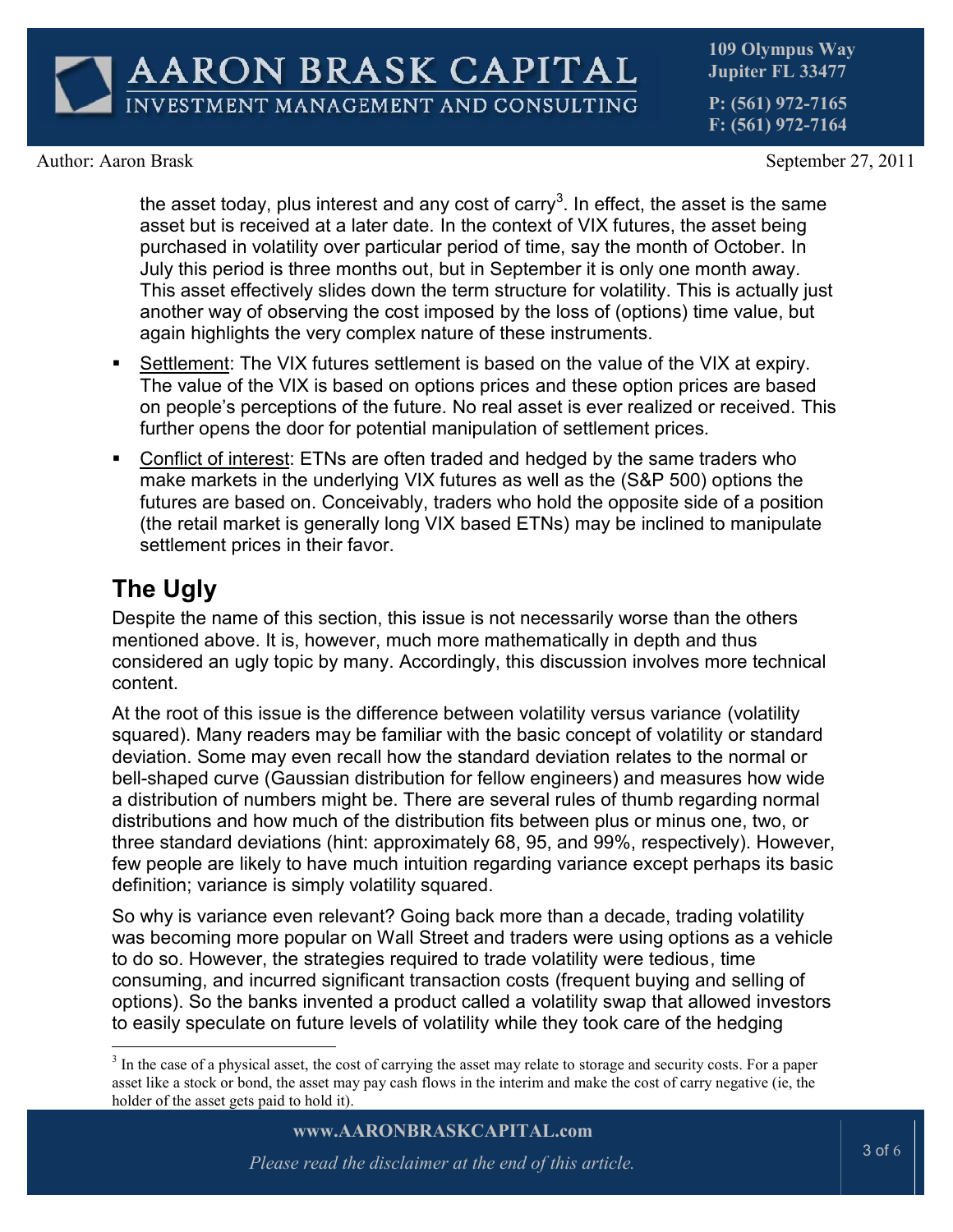the asset today, plus interest and any cost of carry[3]. In effect, the asset is the same asset but is received at a later date. In the context of VIX futures, the asset being purchased in volatility over particular period of time, say the month of October. In July this period is three months out, but in September it is only one month away. This asset effectively slides down the term structure for volatility. This is actually just another way of observing the cost imposed by the loss of (options) time value, but again highlights the very complex nature of these instruments.

- Settlement: The VIX futures settlement is based on the value of the VIX at expiry. The value of the VIX is based on options prices and these option prices are based on people's perceptions of the future. No real asset is ever realized or received. This further opens the door for potential manipulation of settlement prices.
- Conflict of interest: ETNs are often traded and hedged by the same traders who make markets in the underlying VIX futures as well as the (S&P 500) options the futures are based on. Conceivably, traders who hold the opposite side of a position (the retail market is generally long VIX based ETNs) may be inclined to manipulate settlement prices in their favor.

## The Ugly

Despite the name of this section, this issue is not necessarily worse than the others mentioned above. It is, however, much more mathematically in depth and thus considered an ugly topic by many. Accordingly, this discussion involves more technical content.

At the root of this issue is the difference between volatility versus variance (volatility squared). Many readers may be familiar with the basic concept of volatility or standard deviation. Some may even recall how the standard deviation relates to the normal or bell-shaped curve (Gaussian distribution for fellow engineers) and measures how wide a distribution of numbers might be. There are several rules of thumb regarding normal distributions and how much of the distribution fits between plus or minus one, two, or three standard deviations (hint: approximately 68, 95, and 99%, respectively). However, few people are likely to have much intuition regarding variance except perhaps its basic definition; variance is simply volatility squared.

So why is variance even relevant? Going back more than a decade, trading volatility was becoming more popular on Wall Street and traders were using options as a vehicle to do so. However, the strategies required to trade volatility were tedious, time consuming, and incurred significant transaction costs (frequent buying and selling of options). So the banks invented a product called a volatility swap that allowed investors to easily speculate on future levels of volatility while they took care of the hedging

[3] In the case of a physical asset, the cost of carrying the asset may relate to storage and security costs. For a paper asset like a stock or bond, the asset may pay cash flows in the interim and make the cost of carry negative (ie, the holder of the asset gets paid to hold it).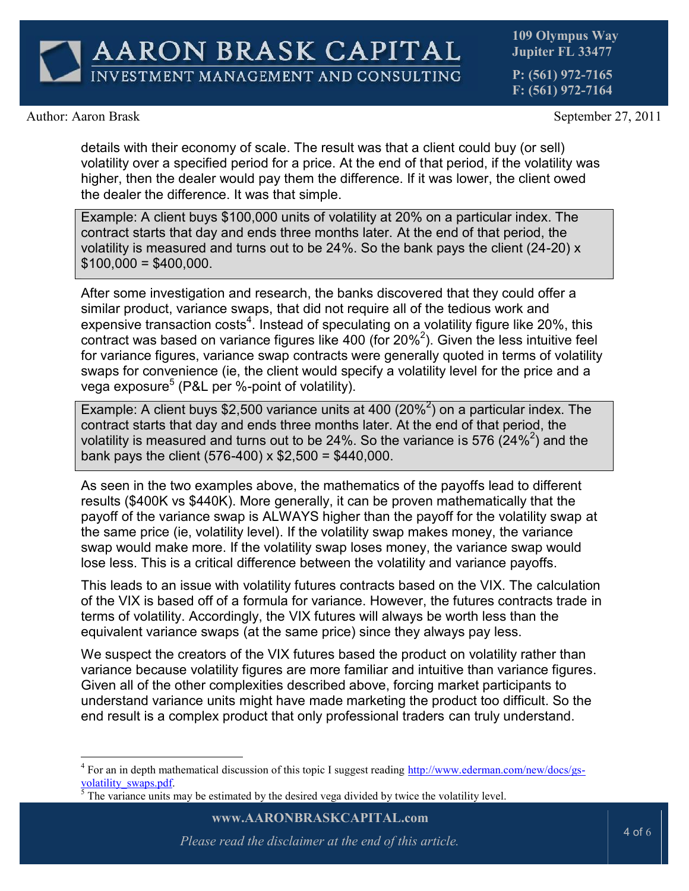details with their economy of scale. The result was that a client could buy (or sell) volatility over a specified period for a price. At the end of that period, if the volatility was higher, then the dealer would pay them the difference. If it was lower, the client owed the dealer the difference. It was that simple.

> Example: A client buys $100,000 units of volatility at 20% on a particular index. The contract starts that day and ends three months later. At the end of that period, the volatility is measured and turns out to be 24%. So the bank pays the client (24-20) x $100,000 = $400,000.

After some investigation and research, the banks discovered that they could offer a similar product, variance swaps, that did not require all of the tedious work and expensive transaction costs[4]. Instead of speculating on a volatility figure like 20%, this contract was based on variance figures like 400 (for $20\%^2$). Given the less intuitive feel for variance figures, variance swap contracts were generally quoted in terms of volatility swaps for convenience (ie, the client would specify a volatility level for the price and a vega exposure[5] (P&L per %-point of volatility).

> Example: A client buys $2,500 variance units at 400 ($20\%^2$) on a particular index. The contract starts that day and ends three months later. At the end of that period, the volatility is measured and turns out to be 24%. So the variance is 576 ($24\%^2$) and the bank pays the client (576-400) x $2,500 = $440,000.

As seen in the two examples above, the mathematics of the payoffs lead to different results ($400K vs $440K). More generally, it can be proven mathematically that the payoff of the variance swap is ALWAYS higher than the payoff for the volatility swap at the same price (ie, volatility level). If the volatility swap makes money, the variance swap would make more. If the volatility swap loses money, the variance swap would lose less. This is a critical difference between the volatility and variance payoffs.

This leads to an issue with volatility futures contracts based on the VIX. The calculation of the VIX is based off of a formula for variance. However, the futures contracts trade in terms of volatility. Accordingly, the VIX futures will always be worth less than the equivalent variance swaps (at the same price) since they always pay less.

We suspect the creators of the VIX futures based the product on volatility rather than variance because volatility figures are more familiar and intuitive than variance figures. Given all of the other complexities described above, forcing market participants to understand variance units might have made marketing the product too difficult. So the end result is a complex product that only professional traders can truly understand.

---

[4] For an in depth mathematical discussion of this topic I suggest reading [http://www.ederman.com/new/docs/gs-volatility_swaps.pdf](http://www.ederman.com/new/docs/gs-volatility_swaps.pdf).

[5] The variance units may be estimated by the desired vega divided by twice the volatility level.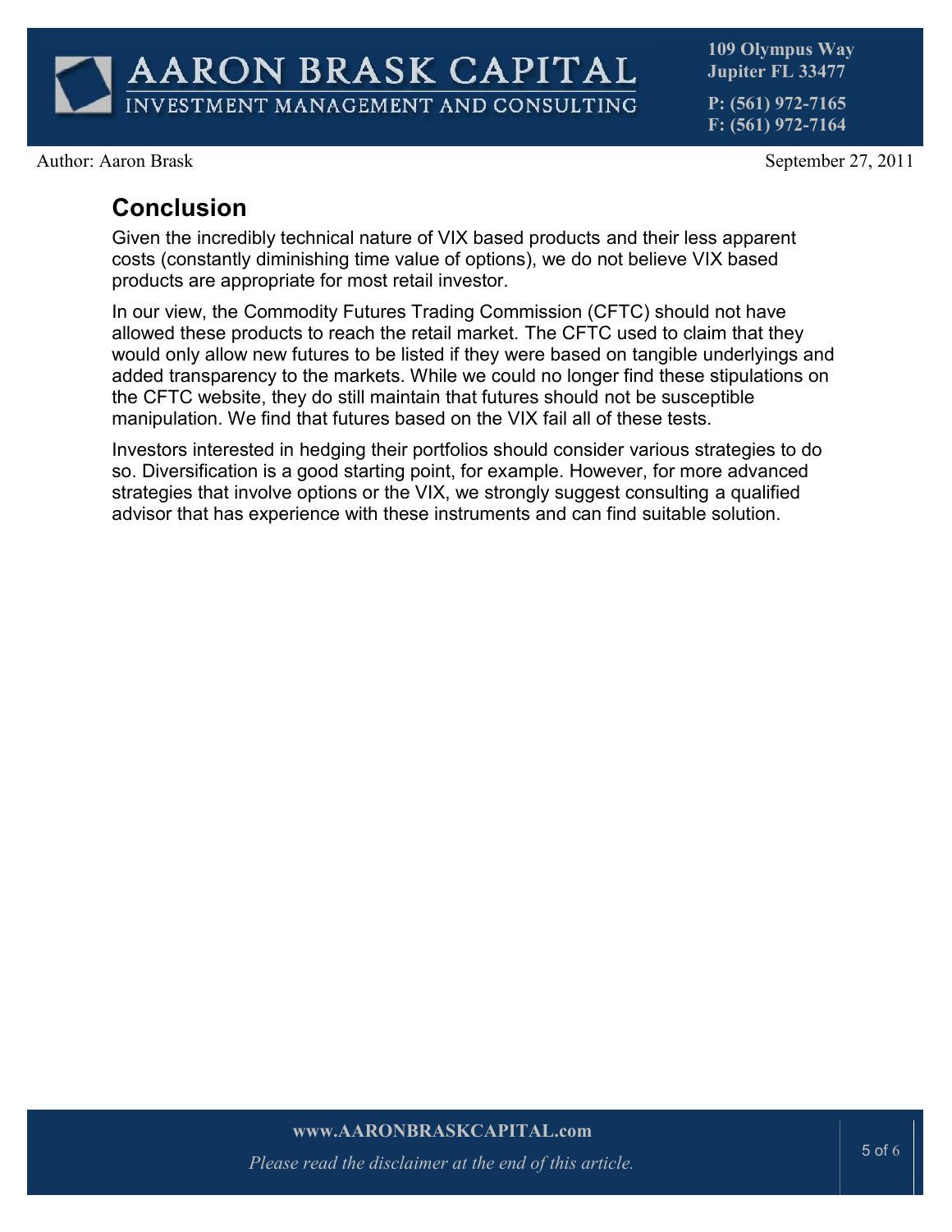## Conclusion

Given the incredibly technical nature of VIX based products and their less apparent costs (constantly diminishing time value of options), we do not believe VIX based products are appropriate for most retail investor.

In our view, the Commodity Futures Trading Commission (CFTC) should not have allowed these products to reach the retail market. The CFTC used to claim that they would only allow new futures to be listed if they were based on tangible underlyings and added transparency to the markets. While we could no longer find these stipulations on the CFTC website, they do still maintain that futures should not be susceptible manipulation. We find that futures based on the VIX fail all of these tests.

Investors interested in hedging their portfolios should consider various strategies to do so. Diversification is a good starting point, for example. However, for more advanced strategies that involve options or the VIX, we strongly suggest consulting a qualified advisor that has experience with these instruments and can find suitable solution.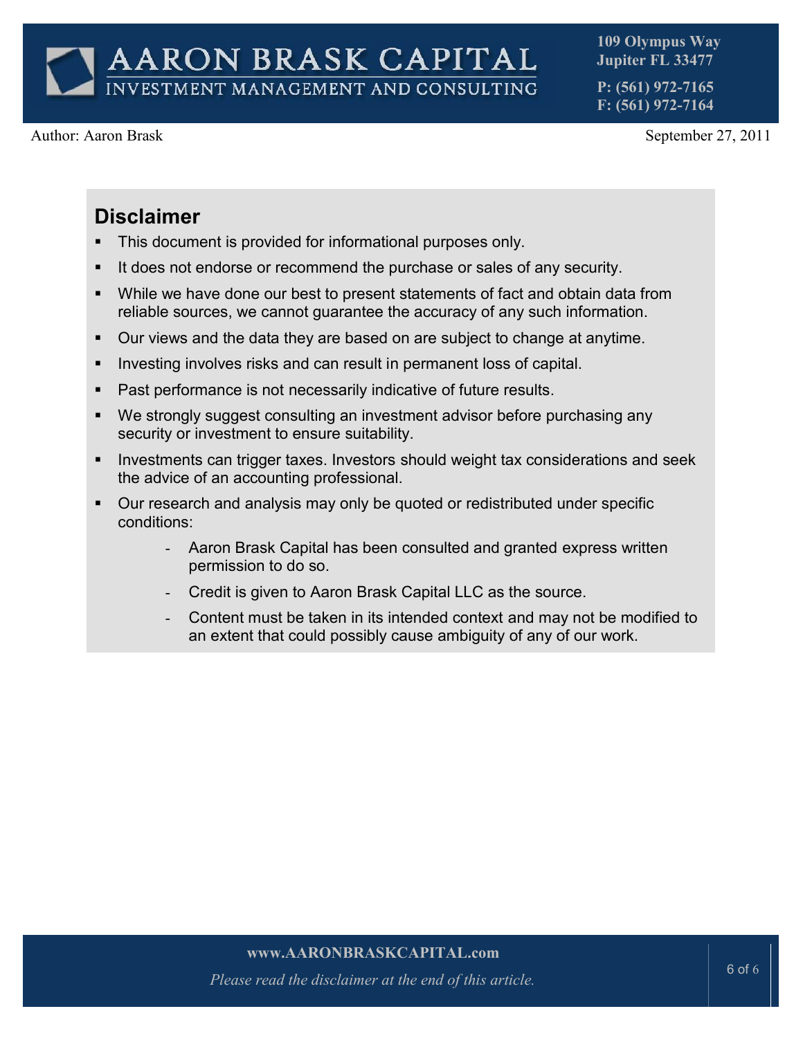## Disclaimer

- This document is provided for informational purposes only.
- It does not endorse or recommend the purchase or sales of any security.
- While we have done our best to present statements of fact and obtain data from reliable sources, we cannot guarantee the accuracy of any such information.
- Our views and the data they are based on are subject to change at anytime.
- Investing involves risks and can result in permanent loss of capital.
- Past performance is not necessarily indicative of future results.
- We strongly suggest consulting an investment advisor before purchasing any security or investment to ensure suitability.
- Investments can trigger taxes. Investors should weight tax considerations and seek the advice of an accounting professional.
- Our research and analysis may only be quoted or redistributed under specific conditions:
  - Aaron Brask Capital has been consulted and granted express written permission to do so.
  - Credit is given to Aaron Brask Capital LLC as the source.
  - Content must be taken in its intended context and may not be modified to an extent that could possibly cause ambiguity of any of our work.